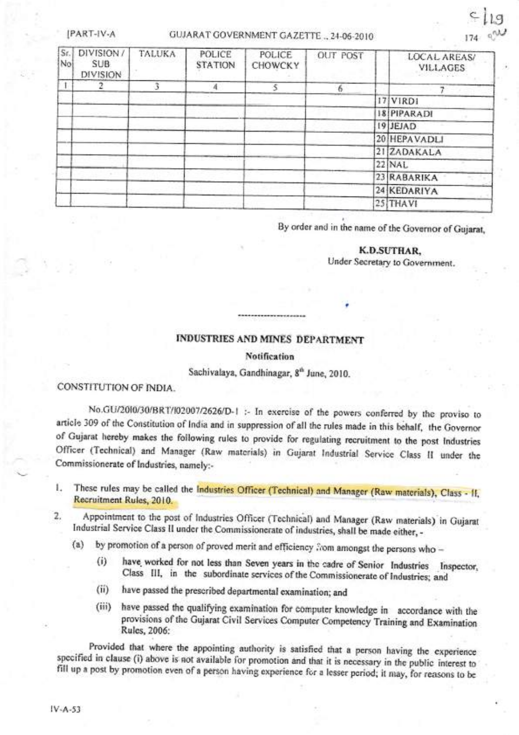| Sr. No | DIVISION / SUB DIVISION | TALUKA | POLICE STATION | POLICE CHOWCKY | OUT POST | | LOCAL AREAS/ VILLAGES |
|---|---|---|---|---|---|---|---|
| 1 | 2 | 3 | 4 | 5 | 6 | | 7 |
| | | | | | | 17 | VIRDI |
| | | | | | | 18 | PIPARADI |
| | | | | | | 19 | JEJAD |
| | | | | | | 20 | HEPAVADLI |
| | | | | | | 21 | ZADAKALA |
| | | | | | | 22 | NAL |
| | | | | | | 23 | RABARIKA |
| | | | | | | 24 | KEDARIYA |
| | | | | | | 25 | THAVI |

By order and in the name of the Governor of Gujarat,

**K.D.SUTHAR,**
Under Secretary to Government.

---

## INDUSTRIES AND MINES DEPARTMENT

**Notification**

Sachivalaya, Gandhinagar, 8th June, 2010.

CONSTITUTION OF INDIA.

No.GU/2010/30/BRT/I02007/2626/D-1 :- In exercise of the powers conferred by the proviso to article 309 of the Constitution of India and in suppression of all the rules made in this behalf, the Governor of Gujarat hereby makes the following rules to provide for regulating recruitment to the post Industries Officer (Technical) and Manager (Raw materials) in Gujarat Industrial Service Class II under the Commissionerate of Industries, namely:-

1. These rules may be called the Industries Officer (Technical) and Manager (Raw materials), Class - II, Recruitment Rules, 2010.

2. Appointment to the post of Industries Officer (Technical) and Manager (Raw materials) in Gujarat Industrial Service Class II under the Commissionerate of industries, shall be made either, -

   (a) by promotion of a person of proved merit and efficiency from amongst the persons who –

   (i) have worked for not less than Seven years in the cadre of Senior Industries Inspector, Class III, in the subordinate services of the Commissionerate of Industries; and

   (ii) have passed the prescribed departmental examination; and

   (iii) have passed the qualifying examination for computer knowledge in accordance with the provisions of the Gujarat Civil Services Computer Competency Training and Examination Rules, 2006:

Provided that where the appointing authority is satisfied that a person having the experience specified in clause (i) above is not available for promotion and that it is necessary in the public interest to fill up a post by promotion even of a person having experience for a lesser period; it may, for reasons to be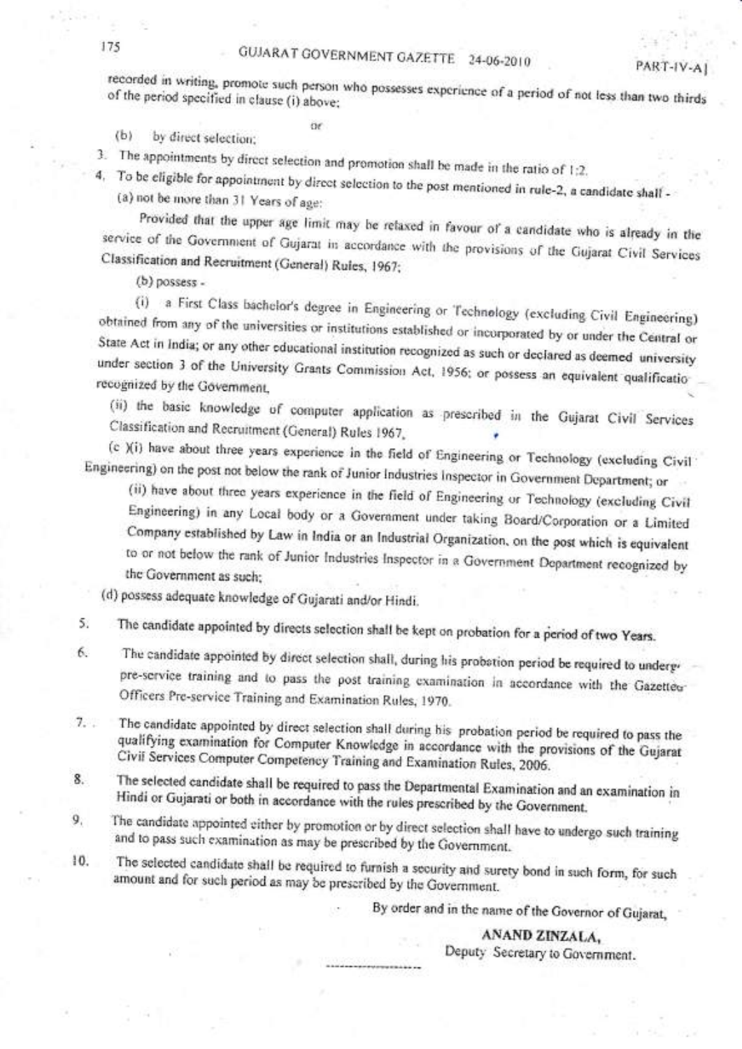recorded in writing, promote such person who possesses experience of a period of not less than two thirds of the period specified in clause (i) above;

or

(b) by direct selection;

3. The appointments by direct selection and promotion shall be made in the ratio of 1:2.

4. To be eligible for appointment by direct selection to the post mentioned in rule-2, a candidate shall -

(a) not be more than 31 Years of age:

Provided that the upper age limit may be relaxed in favour of a candidate who is already in the service of the Government of Gujarat in accordance with the provisions of the Gujarat Civil Services Classification and Recruitment (General) Rules, 1967;

(b) possess -

(i) a First Class bachelor's degree in Engineering or Technology (excluding Civil Engineering) obtained from any of the universities or institutions established or incorporated by or under the Central or State Act in India; or any other educational institution recognized as such or declared as deemed university under section 3 of the University Grants Commission Act, 1956; or possess an equivalent qualificatio recognized by the Government,

(ii) the basic knowledge of computer application as prescribed in the Gujarat Civil Services Classification and Recruitment (General) Rules 1967,

(c )(i) have about three years experience in the field of Engineering or Technology (excluding Civil Engineering) on the post not below the rank of Junior Industries Inspector in Government Department; or

(ii) have about three years experience in the field of Engineering or Technology (excluding Civil Engineering) in any Local body or a Government under taking Board/Corporation or a Limited Company established by Law in India or an Industrial Organization, on the post which is equivalent to or not below the rank of Junior Industries Inspector in a Government Department recognized by the Government as such;

(d) possess adequate knowledge of Gujarati and/or Hindi.

5. The candidate appointed by directs selection shall be kept on probation for a period of two Years.

6. The candidate appointed by direct selection shall, during his probation period be required to underg pre-service training and to pass the post training examination in accordance with the Gazetted Officers Pre-service Training and Examination Rules, 1970.

7. The candidate appointed by direct selection shall during his probation period be required to pass the qualifying examination for Computer Knowledge in accordance with the provisions of the Gujarat Civil Services Computer Competency Training and Examination Rules, 2006.

8. The selected candidate shall be required to pass the Departmental Examination and an examination in Hindi or Gujarati or both in accordance with the rules prescribed by the Government.

9. The candidate appointed either by promotion or by direct selection shall have to undergo such training and to pass such examination as may be prescribed by the Government.

10. The selected candidate shall be required to furnish a security and surety bond in such form, for such amount and for such period as may be prescribed by the Government.

By order and in the name of the Governor of Gujarat,

**ANAND ZINZALA,**
Deputy Secretary to Government.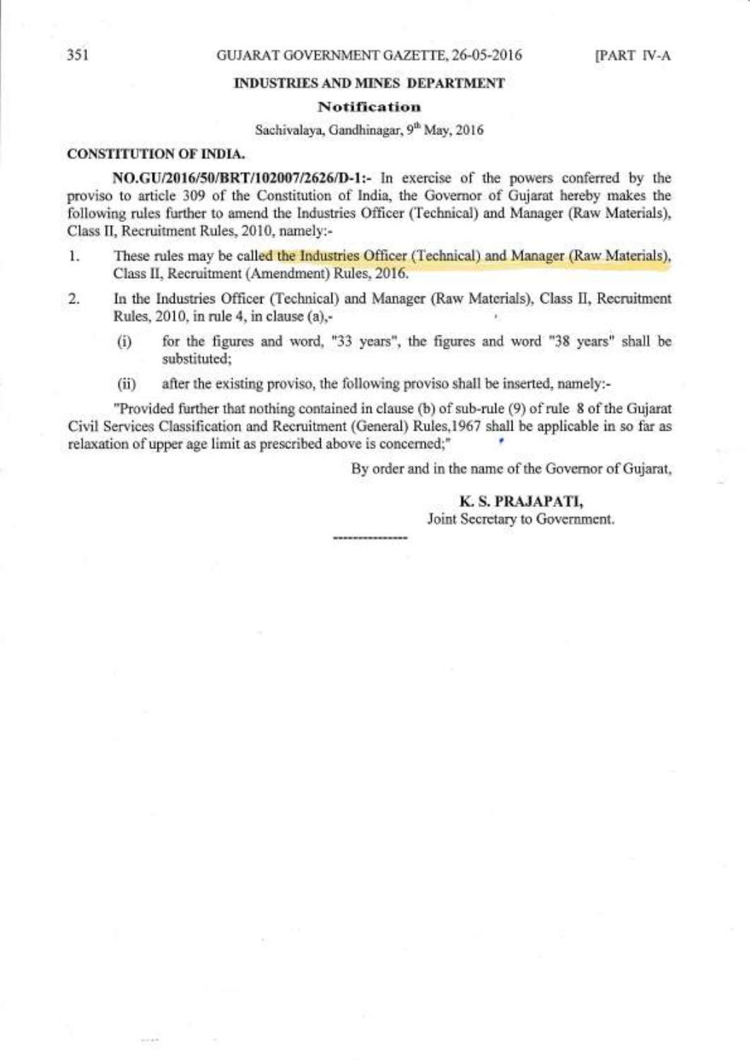## INDUSTRIES AND MINES DEPARTMENT

### Notification

Sachivalaya, Gandhinagar, 9th May, 2016

**CONSTITUTION OF INDIA.**

**NO.GU/2016/50/BRT/102007/2626/D-1:-** In exercise of the powers conferred by the proviso to article 309 of the Constitution of India, the Governor of Gujarat hereby makes the following rules further to amend the Industries Officer (Technical) and Manager (Raw Materials), Class II, Recruitment Rules, 2010, namely:-

1. These rules may be called the Industries Officer (Technical) and Manager (Raw Materials), Class II, Recruitment (Amendment) Rules, 2016.

2. In the Industries Officer (Technical) and Manager (Raw Materials), Class II, Recruitment Rules, 2010, in rule 4, in clause (a),-

   (i) for the figures and word, "33 years", the figures and word "38 years" shall be substituted;

   (ii) after the existing proviso, the following proviso shall be inserted, namely:-

"Provided further that nothing contained in clause (b) of sub-rule (9) of rule 8 of the Gujarat Civil Services Classification and Recruitment (General) Rules,1967 shall be applicable in so far as relaxation of upper age limit as prescribed above is concerned;"

By order and in the name of the Governor of Gujarat,

**K. S. PRAJAPATI,**
Joint Secretary to Government.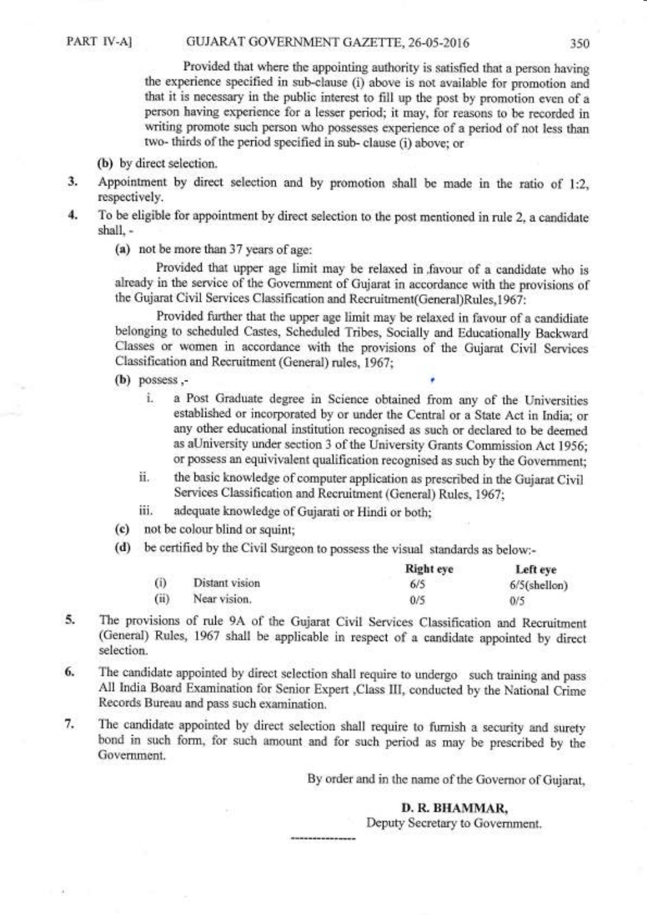Provided that where the appointing authority is satisfied that a person having the experience specified in sub-clause (i) above is not available for promotion and that it is necessary in the public interest to fill up the post by promotion even of a person having experience for a lesser period; it may, for reasons to be recorded in writing promote such person who possesses experience of a period of not less than two- thirds of the period specified in sub- clause (i) above; or

(b) by direct selection.

3. Appointment by direct selection and by promotion shall be made in the ratio of 1:2, respectively.

4. To be eligible for appointment by direct selection to the post mentioned in rule 2, a candidate shall, -

(a) not be more than 37 years of age:

Provided that upper age limit may be relaxed in ,favour of a candidate who is already in the service of the Government of Gujarat in accordance with the provisions of the Gujarat Civil Services Classification and Recruitment(General)Rules,1967:

Provided further that the upper age limit may be relaxed in favour of a candidiate belonging to scheduled Castes, Scheduled Tribes, Socially and Educationally Backward Classes or women in accordance with the provisions of the Gujarat Civil Services Classification and Recruitment (General) rules, 1967;

(b) possess ,-

i. a Post Graduate degree in Science obtained from any of the Universities established or incorporated by or under the Central or a State Act in India; or any other educational institution recognised as such or declared to be deemed as aUniversity under section 3 of the University Grants Commission Act 1956; or possess an equivivalent qualification recognised as such by the Government;

ii. the basic knowledge of computer application as prescribed in the Gujarat Civil Services Classification and Recruitment (General) Rules, 1967;

iii. adequate knowledge of Gujarati or Hindi or both;

(c) not be colour blind or squint;

(d) be certified by the Civil Surgeon to possess the visual standards as below:-

| | | Right eye | Left eye |
|---|---|---|---|
| (i) | Distant vision | 6/5 | 6/5(shellon) |
| (ii) | Near vision. | 0/5 | 0/5 |

5. The provisions of rule 9A of the Gujarat Civil Services Classification and Recruitment (General) Rules, 1967 shall be applicable in respect of a candidate appointed by direct selection.

6. The candidate appointed by direct selection shall require to undergo such training and pass All India Board Examination for Senior Expert ,Class III, conducted by the National Crime Records Bureau and pass such examination.

7. The candidate appointed by direct selection shall require to furnish a security and surety bond in such form, for such amount and for such period as may be prescribed by the Government.

By order and in the name of the Governor of Gujarat,

**D. R. BHAMMAR,**
Deputy Secretary to Government.

---------------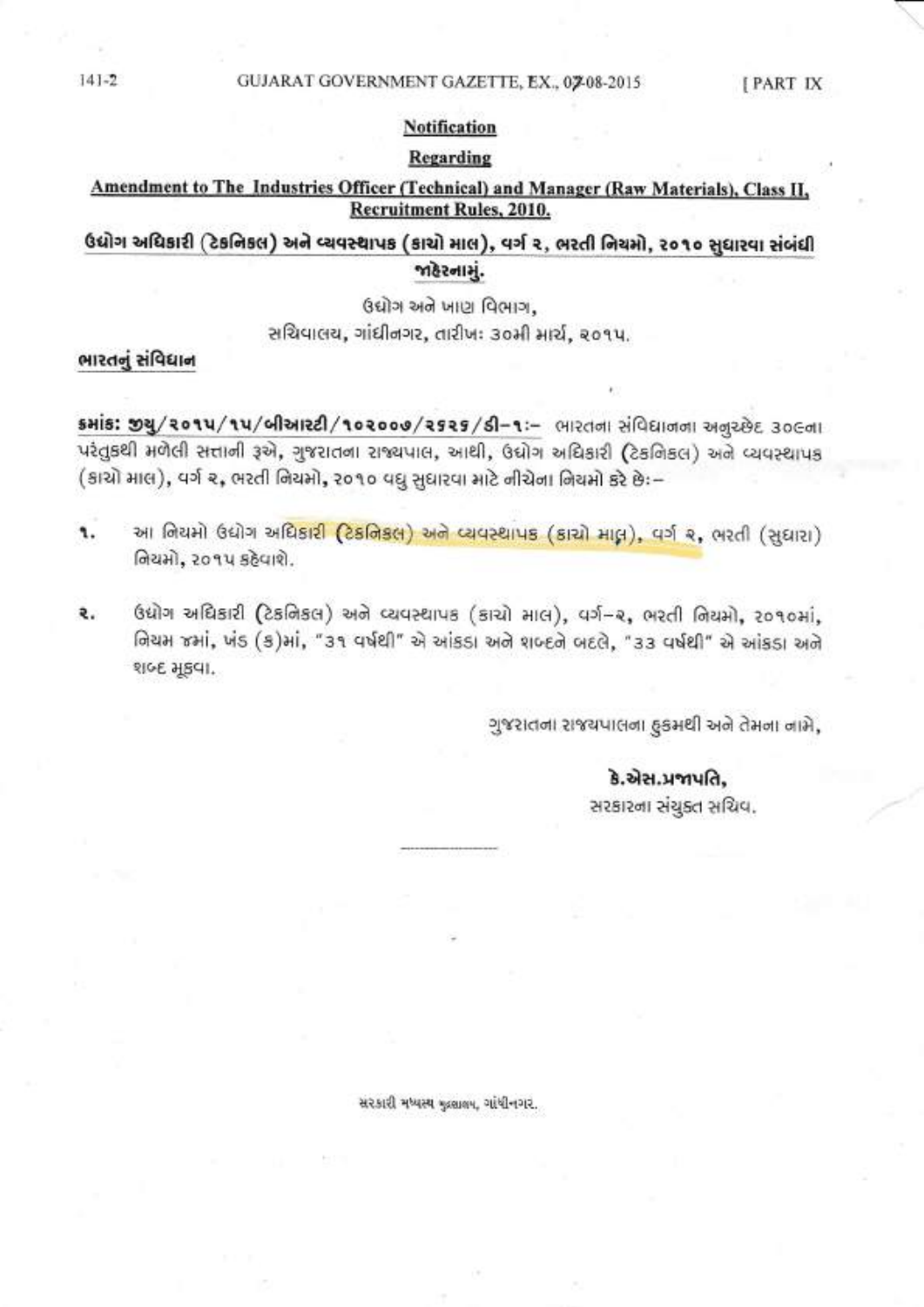**Notification**

**Regarding**

**Amendment to The Industries Officer (Technical) and Manager (Raw Materials), Class II, Recruitment Rules, 2010.**

**ઉદ્યોગ અધિકારી (ટેકનિકલ) અને વ્યવસ્થાપક (કાચો માલ), વર્ગ ૨, ભરતી નિયમો, ૨૦૧૦ સુધારવા સંબંધી જાહેરનામું.**

ઉદ્યોગ અને ખાણ વિભાગ,
સચિવાલય, ગાંધીનગર, તારીખ: ૩૦મી માર્ચ, ૨૦૧૫.

ભારતનું સંવિધાન

**ક્રમાંક: જીયુ/૨૦૧૫/૧૫/બીઆરટી/૧૦૨૦૦૭/૨૬૨૬/ડી-૧:-** ભારતના સંવિધાનના અનુચ્છેદ ૩૦૯ના પરંતુકથી મળેલી સત્તાની રૂએ, ગુજરાતના રાજ્યપાલ, આથી, ઉદ્યોગ અધિકારી (ટેકનિકલ) અને વ્યવસ્થાપક (કાચો માલ), વર્ગ ૨, ભરતી નિયમો, ૨૦૧૦ વધુ સુધારવા માટે નીચેના નિયમો કરે છે:-

૧. આ નિયમો ઉદ્યોગ અધિકારી (ટેકનિકલ) અને વ્યવસ્થાપક (કાચો માલ), વર્ગ ૨, ભરતી (સુધારા) નિયમો, ૨૦૧૫ કહેવાશે.

૨. ઉદ્યોગ અધિકારી (ટેકનિકલ) અને વ્યવસ્થાપક (કાચો માલ), વર્ગ-૨, ભરતી નિયમો, ૨૦૧૦માં, નિયમ ૪માં, ખંડ (ક)માં, "૩૧ વર્ષથી" એ આંકડા અને શબ્દને બદલે, "૩૩ વર્ષથી" એ આંકડા અને શબ્દ મૂકવા.

ગુજરાતના રાજ્યપાલના હુકમથી અને તેમના નામે,

**કે.એસ.પ્રજાપતિ,**
સરકારના સંયુક્ત સચિવ.

---

સરકારી મધ્યસ્થ મુદ્રણાલય, ગાંધીનગર.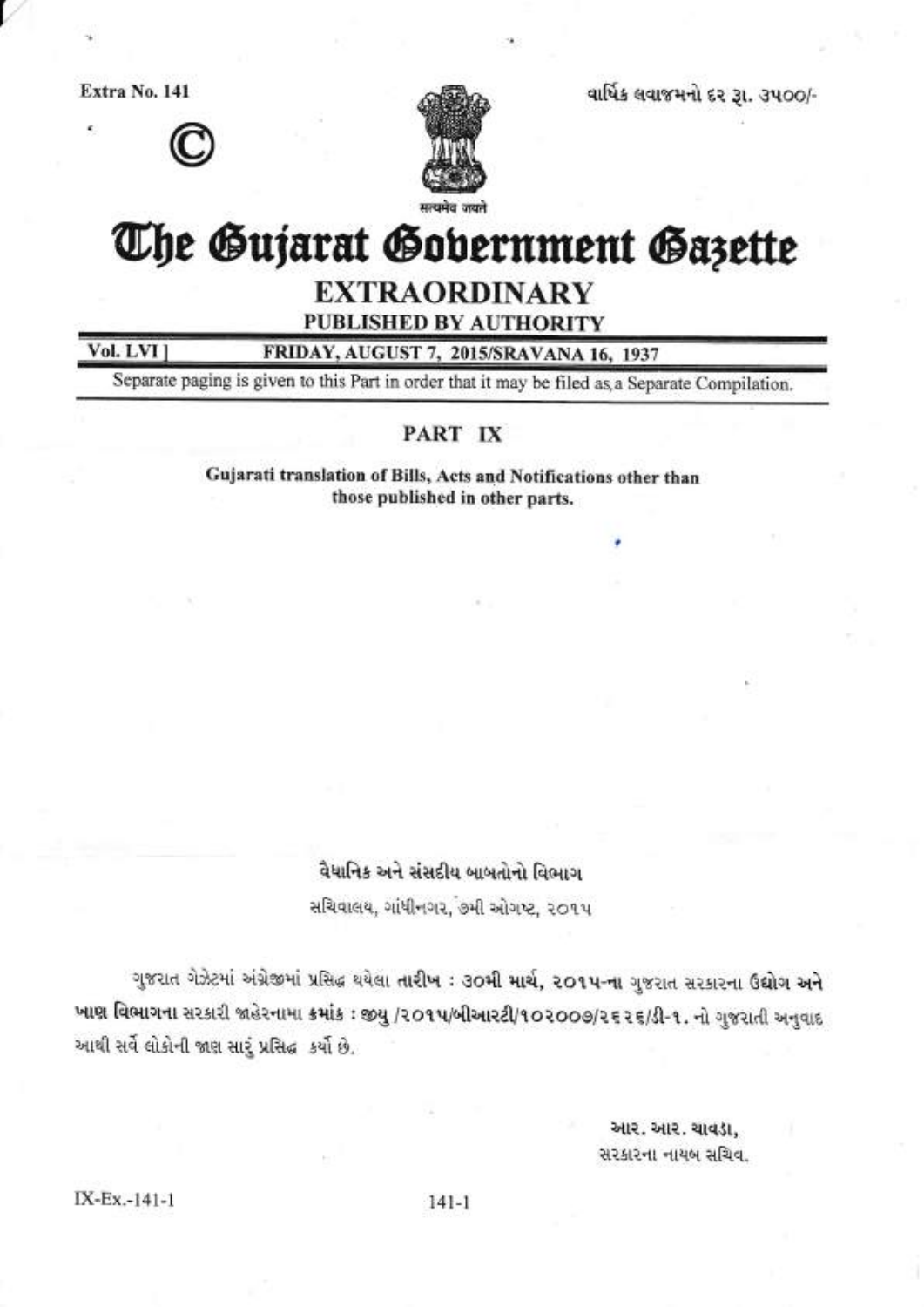Extra No. 141

©

सत्यमेव जयते

વાર્ષિક લવાજમનો દર રૂ. ૩૫૦૦/-

# The Gujarat Government Gazette

## EXTRAORDINARY

**PUBLISHED BY AUTHORITY**

**Vol. LVI]** **FRIDAY, AUGUST 7, 2015/SRAVANA 16, 1937**

Separate paging is given to this Part in order that it may be filed as a Separate Compilation.

## PART IX

**Gujarati translation of Bills, Acts and Notifications other than those published in other parts.**

### વૈધાનિક અને સંસદીય બાબતોનો વિભાગ

સચિવાલય, ગાંધીનગર, ૭મી ઓગષ્ટ, ૨૦૧૫

ગુજરાત ગેઝેટમાં અંગ્રેજીમાં પ્રસિદ્ધ થયેલા **તારીખ : ૩૦મી માર્ચ, ૨૦૧૫-ના** ગુજરાત સરકારના **ઉદ્યોગ અને ખાણ વિભાગના** સરકારી જાહેરનામા **ક્રમાંક : જીયુ/૨૦૧૫/બીઆરટી/૧૦૨૦૦૭/૨૬૨૬/ડી-૧.** નો ગુજરાતી અનુવાદ આથી સર્વે લોકોની જાણ સારું પ્રસિદ્ધ કર્યો છે.

**આર. આર. ચાવડા,**
સરકારના નાયબ સચિવ.

IX-Ex.-141-1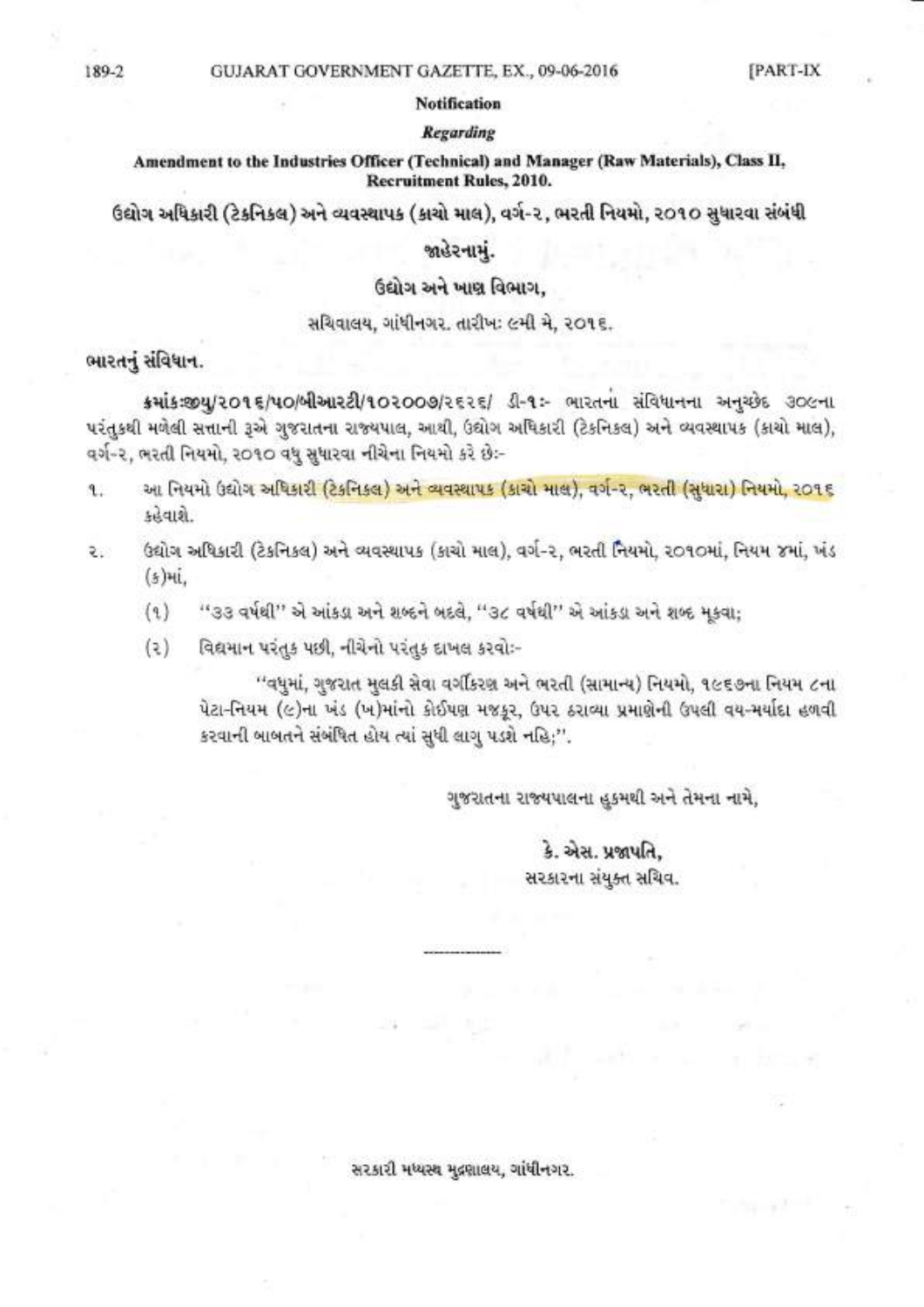**Notification**

***Regarding***

**Amendment to the Industries Officer (Technical) and Manager (Raw Materials), Class II, Recruitment Rules, 2010.**

**ઉદ્યોગ અધિકારી (ટેકનિકલ) અને વ્યવસ્થાપક (કાચો માલ), વર્ગ-૨, ભરતી નિયમો, ૨૦૧૦ સુધારવા સંબંધી**

**જાહેરનામું.**

**ઉદ્યોગ અને ખાણ વિભાગ,**

સચિવાલય, ગાંધીનગર. તારીખ: ૯મી મે, ૨૦૧૬.

**ભારતનું સંવિધાન.**

**ક્રમાંક:જીયુ/૨૦૧૬/૫૦/બીઆરટી/૧૦૨૦૦૭/૨૬૨૬/ ડી-૧:-** ભારતના સંવિધાનના અનુચ્છેદ ૩૦૯ના પરંતુકથી મળેલી સત્તાની રૂએ ગુજરાતના રાજ્યપાલ, આથી, ઉદ્યોગ અધિકારી (ટેકનિકલ) અને વ્યવસ્થાપક (કાચો માલ), વર્ગ-૨, ભરતી નિયમો, ૨૦૧૦ વધુ સુધારવા નીચેના નિયમો કરે છે:-

૧. આ નિયમો ઉદ્યોગ અધિકારી (ટેકનિકલ) અને વ્યવસ્થાપક (કાચો માલ), વર્ગ-૨, ભરતી (સુધારા) નિયમો, ૨૦૧૬ કહેવાશે.

૨. ઉદ્યોગ અધિકારી (ટેકનિકલ) અને વ્યવસ્થાપક (કાચો માલ), વર્ગ-૨, ભરતી નિયમો, ૨૦૧૦માં, નિયમ ૪માં, ખંડ (ક)માં,

(૧) "૩૩ વર્ષથી" એ આંકડા અને શબ્દને બદલે, "૩૮ વર્ષથી" એ આંકડા અને શબ્દ મૂકવા;

(૨) વિદ્યમાન પરંતુક પછી, નીચેનો પરંતુક દાખલ કરવો:-

"વધુમાં, ગુજરાત મુલકી સેવા વર્ગીકરણ અને ભરતી (સામાન્ય) નિયમો, ૧૯૬૭ના નિયમ ૮ના પેટા-નિયમ (૯)ના ખંડ (ખ)માંનો કોઈપણ મજકૂર, ઉપર ઠરાવ્યા પ્રમાણેની ઉપલી વય-મર્યાદા હળવી કરવાની બાબતને સંબંધિત હોય ત્યાં સુધી લાગુ પડશે નહિ;".

ગુજરાતના રાજ્યપાલના હુકમથી અને તેમના નામે,

**કે. એસ. પ્રજાપતિ,**
સરકારના સંયુક્ત સચિવ.

---

સરકારી મધ્યસ્થ મુદ્રણાલય, ગાંધીનગર.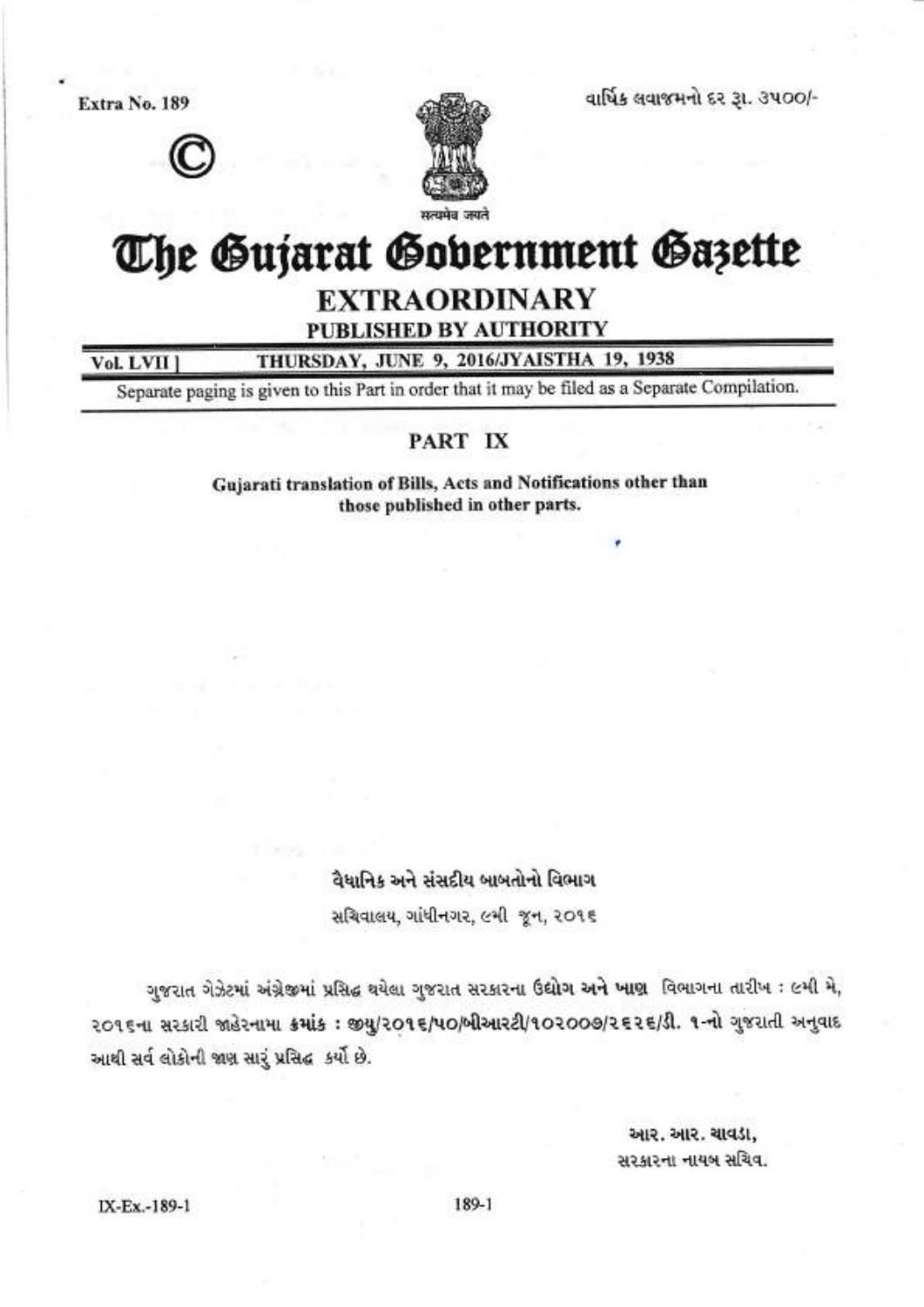Extra No. 189

વાર્ષિક લવાજમનો દર રૂ. ૩૫૦૦/-

©

સત્યમેવ જયતે

# The Gujarat Government Gazette

## EXTRAORDINARY

**PUBLISHED BY AUTHORITY**

Vol. LVII ] **THURSDAY, JUNE 9, 2016/JYAISTHA 19, 1938**

Separate paging is given to this Part in order that it may be filed as a Separate Compilation.

## PART IX

**Gujarati translation of Bills, Acts and Notifications other than those published in other parts.**

### વૈધાનિક અને સંસદીય બાબતોનો વિભાગ

સચિવાલય, ગાંધીનગર, ૯મી જૂન, ૨૦૧૬

ગુજરાત ગેઝેટમાં અંગ્રેજીમાં પ્રસિદ્ધ થયેલા ગુજરાત સરકારના ઉદ્યોગ અને ખાણ વિભાગના તારીખ : ૯મી મે, ૨૦૧૬ના સરકારી જાહેરનામા **ક્રમાંક** : જીયુ/૨૦૧૬/૫૦/બીઆરટી/૧૦૨૦૦૭/૨૬૨૬/ડી. ૧-નો ગુજરાતી અનુવાદ આથી સર્વ લોકોની જાણ સારું પ્રસિદ્ધ કર્યો છે.

આર. આર. ચાવડા,
સરકારના નાયબ સચિવ.

IX-Ex.-189-1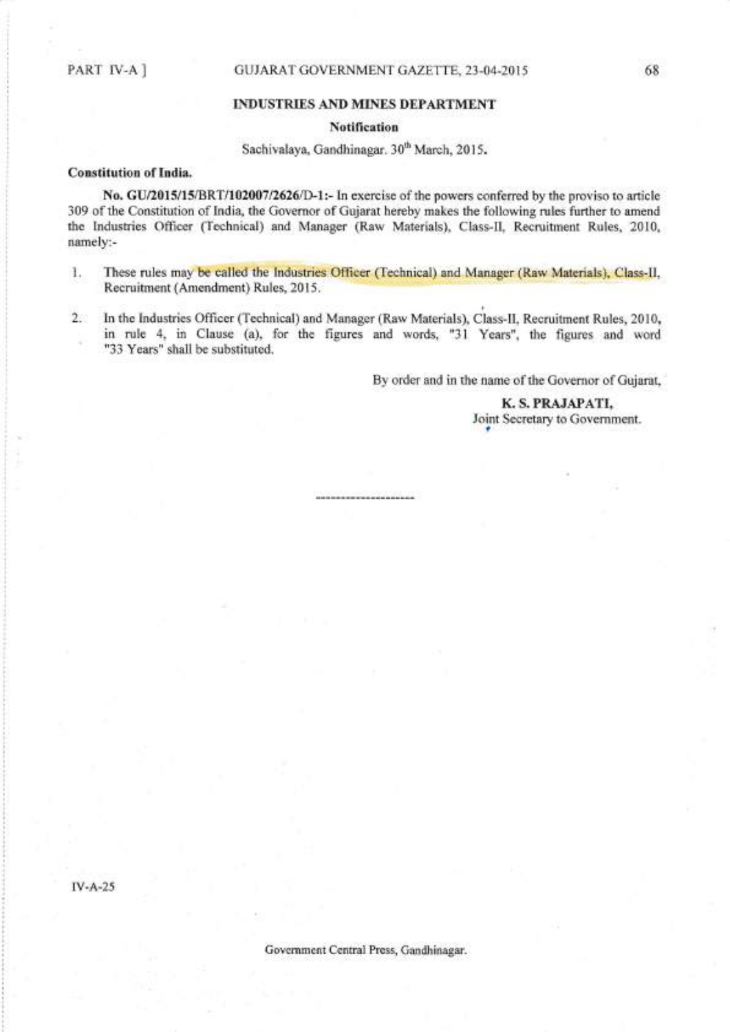## INDUSTRIES AND MINES DEPARTMENT

**Notification**

Sachivalaya, Gandhinagar. 30th March, 2015.

**Constitution of India.**

**No. GU/2015/15/BRT/102007/2626/D-1:-** In exercise of the powers conferred by the proviso to article 309 of the Constitution of India, the Governor of Gujarat hereby makes the following rules further to amend the Industries Officer (Technical) and Manager (Raw Materials), Class-II, Recruitment Rules, 2010, namely:-

1. These rules may be called the Industries Officer (Technical) and Manager (Raw Materials), Class-II, Recruitment (Amendment) Rules, 2015.

2. In the Industries Officer (Technical) and Manager (Raw Materials), Class-II, Recruitment Rules, 2010, in rule 4, in Clause (a), for the figures and words, "31 Years", the figures and word "33 Years" shall be substituted.

By order and in the name of the Governor of Gujarat,

**K. S. PRAJAPATI,**
Joint Secretary to Government.

---

IV-A-25

Government Central Press, Gandhinagar.